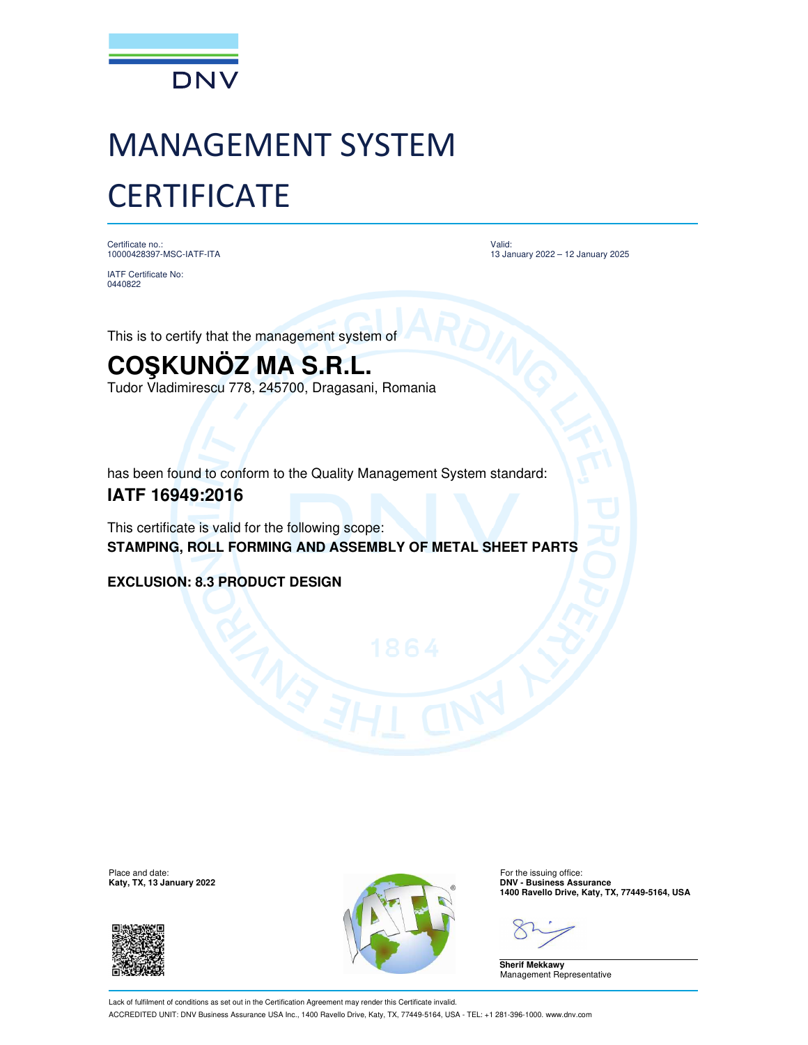DNV

# MANAGEMENT SYSTEM CERTIFICATE

Certificate no.:
10000428397-MSC-IATF-ITA

IATF Certificate No:
0440822

Valid:
13 January 2022 – 12 January 2025

This is to certify that the management system of

## COŞKUNÖZ MA S.R.L.

Tudor Vladimirescu 778, 245700, Dragasani, Romania

has been found to conform to the Quality Management System standard:

**IATF 16949:2016**

This certificate is valid for the following scope:
**STAMPING, ROLL FORMING AND ASSEMBLY OF METAL SHEET PARTS**

**EXCLUSION: 8.3 PRODUCT DESIGN**

Place and date:
**Katy, TX, 13 January 2022**

For the issuing office:
**DNV - Business Assurance**
**1400 Ravello Drive, Katy, TX, 77449-5164, USA**

**Sherif Mekkawy**
Management Representative

Lack of fulfilment of conditions as set out in the Certification Agreement may render this Certificate invalid.
ACCREDITED UNIT: DNV Business Assurance USA Inc., 1400 Ravello Drive, Katy, TX, 77449-5164, USA - TEL: +1 281-396-1000. www.dnv.com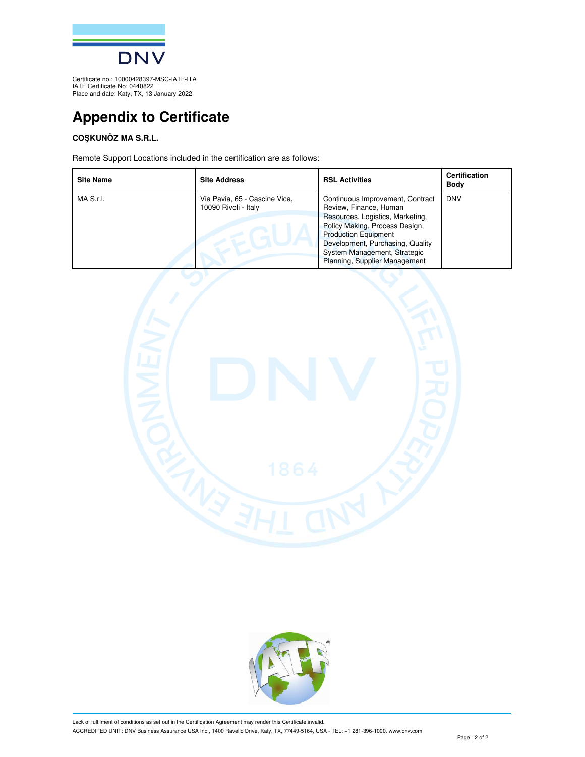Certificate no.: 10000428397-MSC-IATF-ITA
IATF Certificate No: 0440822
Place and date: Katy, TX, 13 January 2022

# Appendix to Certificate

**COŞKUNÖZ MA S.R.L.**

Remote Support Locations included in the certification are as follows:

| Site Name | Site Address | RSL Activities | Certification Body |
|---|---|---|---|
| MA S.r.l. | Via Pavia, 65 - Cascine Vica, 10090 Rivoli - Italy | Continuous Improvement, Contract Review, Finance, Human Resources, Logistics, Marketing, Policy Making, Process Design, Production Equipment Development, Purchasing, Quality System Management, Strategic Planning, Supplier Management | DNV |

Lack of fulfilment of conditions as set out in the Certification Agreement may render this Certificate invalid.

ACCREDITED UNIT: DNV Business Assurance USA Inc., 1400 Ravello Drive, Katy, TX, 77449-5164, USA - TEL: +1 281-396-1000. www.dnv.com